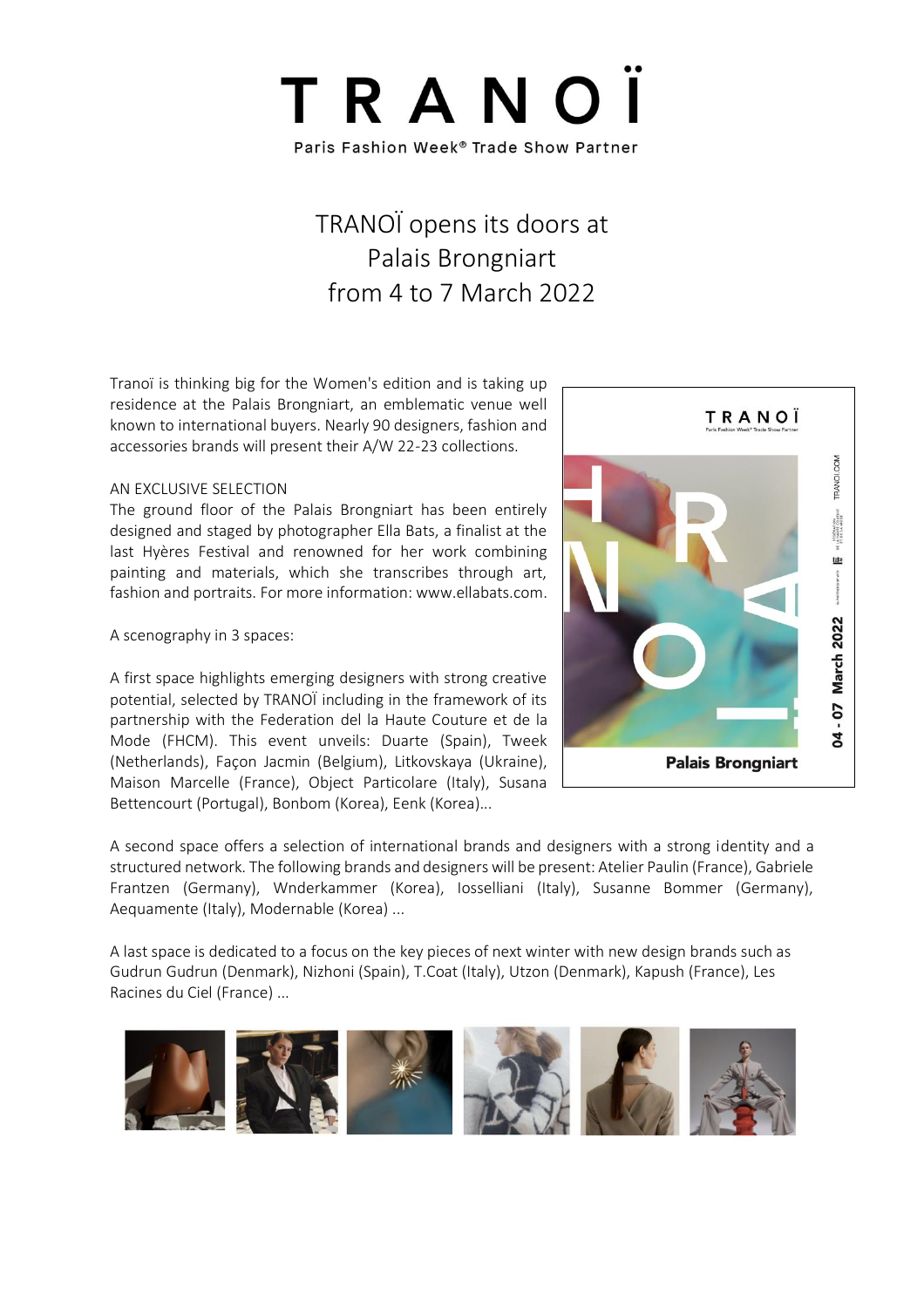# TRANOÏ

Paris Fashion Week® Trade Show Partner

## TRANOÏ opens its doors at Palais Brongniart from 4 to 7 March 2022

Tranoï is thinking big for the Women's edition and is taking up residence at the Palais Brongniart, an emblematic venue well known to international buyers. Nearly 90 designers, fashion and accessories brands will present their A/W 22-23 collections.

AN EXCLUSIVE SELECTION

The ground floor of the Palais Brongniart has been entirely designed and staged by photographer Ella Bats, a finalist at the last Hyères Festival and renowned for her work combining painting and materials, which she transcribes through art, fashion and portraits. For more information: www.ellabats.com.

A scenography in 3 spaces:

A first space highlights emerging designers with strong creative potential, selected by TRANOÏ including in the framework of its partnership with the Federation del la Haute Couture et de la Mode (FHCM). This event unveils: Duarte (Spain), Tweek (Netherlands), Façon Jacmin (Belgium), Litkovskaya (Ukraine), Maison Marcelle (France), Object Particolare (Italy), Susana Bettencourt (Portugal), Bonbom (Korea), Eenk (Korea)...

A second space offers a selection of international brands and designers with a strong identity and a structured network. The following brands and designers will be present: Atelier Paulin (France), Gabriele Frantzen (Germany), Wnderkammer (Korea), Iosselliani (Italy), Susanne Bommer (Germany), Aequamente (Italy), Modernable (Korea) ...

A last space is dedicated to a focus on the key pieces of next winter with new design brands such as Gudrun Gudrun (Denmark), Nizhoni (Spain), T.Coat (Italy), Utzon (Denmark), Kapush (France), Les Racines du Ciel (France) ...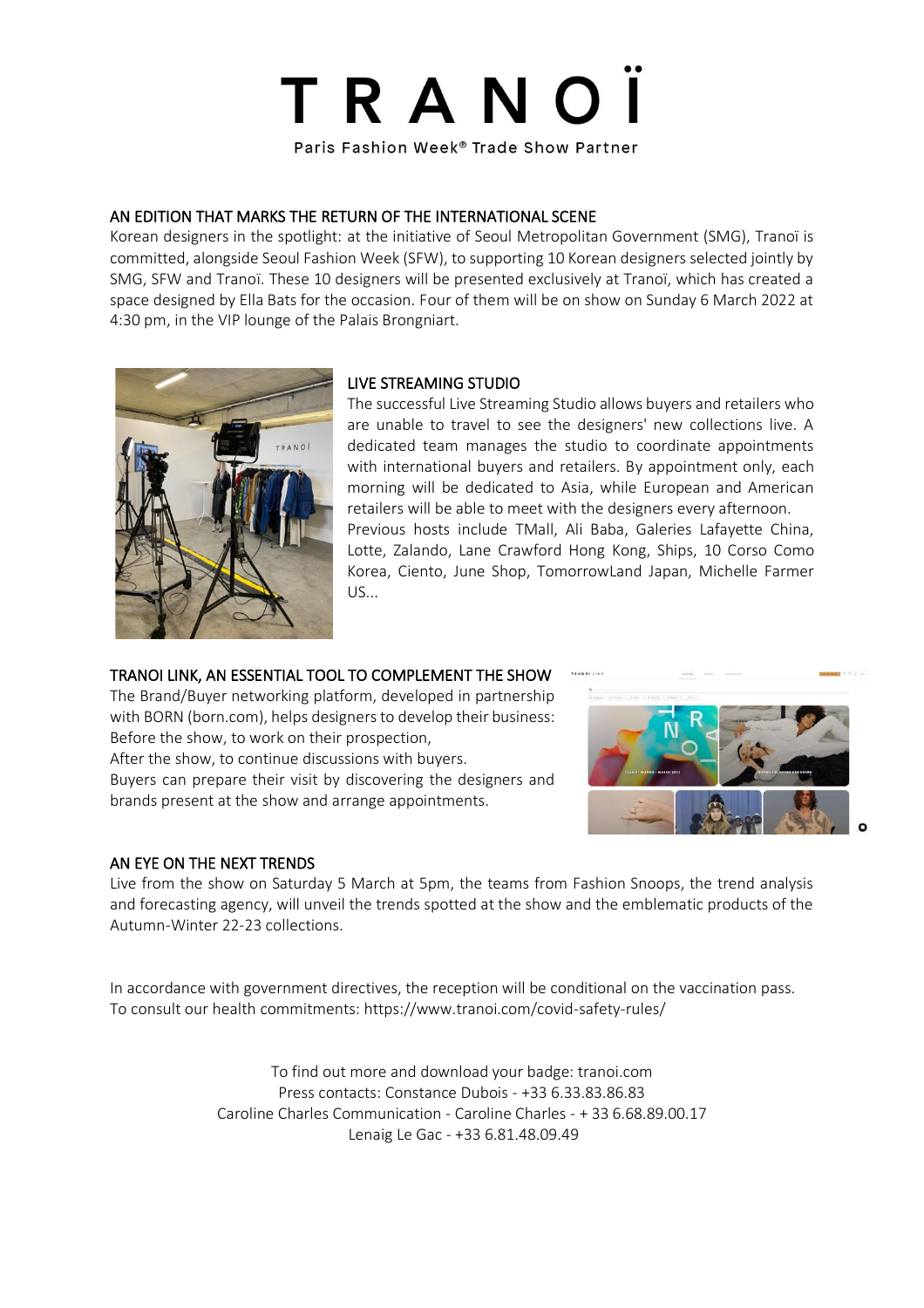# TRANOÏ

Paris Fashion Week® Trade Show Partner

## AN EDITION THAT MARKS THE RETURN OF THE INTERNATIONAL SCENE

Korean designers in the spotlight: at the initiative of Seoul Metropolitan Government (SMG), Tranoï is committed, alongside Seoul Fashion Week (SFW), to supporting 10 Korean designers selected jointly by SMG, SFW and Tranoï. These 10 designers will be presented exclusively at Tranoï, which has created a space designed by Ella Bats for the occasion. Four of them will be on show on Sunday 6 March 2022 at 4:30 pm, in the VIP lounge of the Palais Brongniart.

## LIVE STREAMING STUDIO

The successful Live Streaming Studio allows buyers and retailers who are unable to travel to see the designers' new collections live. A dedicated team manages the studio to coordinate appointments with international buyers and retailers. By appointment only, each morning will be dedicated to Asia, while European and American retailers will be able to meet with the designers every afternoon.

Previous hosts include TMall, Ali Baba, Galeries Lafayette China, Lotte, Zalando, Lane Crawford Hong Kong, Ships, 10 Corso Como Korea, Ciento, June Shop, TomorrowLand Japan, Michelle Farmer US...

## TRANOI LINK, AN ESSENTIAL TOOL TO COMPLEMENT THE SHOW

The Brand/Buyer networking platform, developed in partnership with BORN (born.com), helps designers to develop their business:
Before the show, to work on their prospection,
After the show, to continue discussions with buyers.
Buyers can prepare their visit by discovering the designers and brands present at the show and arrange appointments.

## AN EYE ON THE NEXT TRENDS

Live from the show on Saturday 5 March at 5pm, the teams from Fashion Snoops, the trend analysis and forecasting agency, will unveil the trends spotted at the show and the emblematic products of the Autumn-Winter 22-23 collections.

In accordance with government directives, the reception will be conditional on the vaccination pass.
To consult our health commitments: https://www.tranoi.com/covid-safety-rules/

To find out more and download your badge: tranoi.com
Press contacts: Constance Dubois - +33 6.33.83.86.83
Caroline Charles Communication - Caroline Charles - + 33 6.68.89.00.17
Lenaig Le Gac - +33 6.81.48.09.49